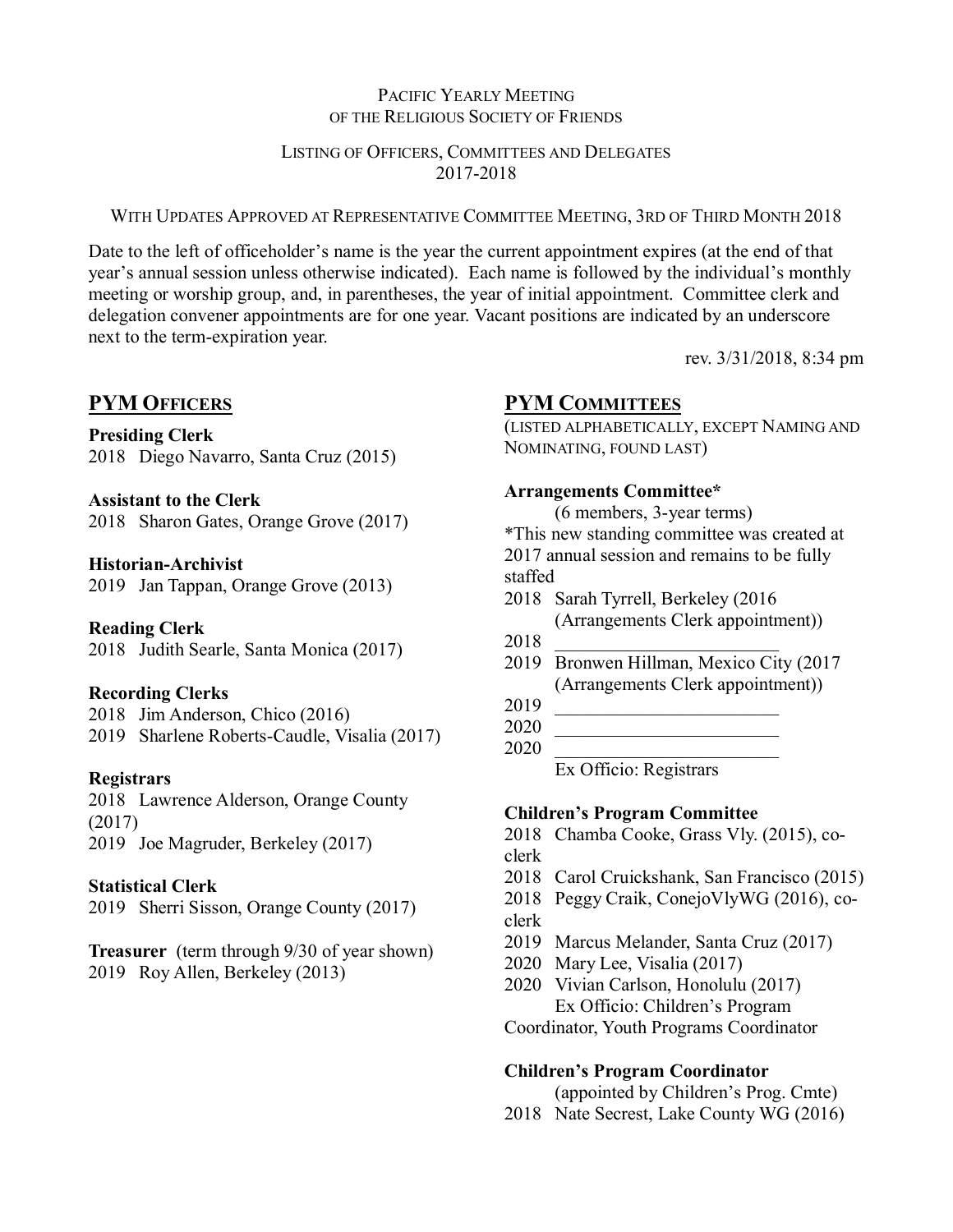Pacific Yearly Meeting
of the Religious Society of Friends

Listing of Officers, Committees and Delegates
2017-2018

With Updates Approved at Representative Committee Meeting, 3rd of Third Month 2018

Date to the left of officeholder's name is the year the current appointment expires (at the end of that year's annual session unless otherwise indicated). Each name is followed by the individual's monthly meeting or worship group, and, in parentheses, the year of initial appointment. Committee clerk and delegation convener appointments are for one year. Vacant positions are indicated by an underscore next to the term-expiration year.

rev. 3/31/2018, 8:34 pm

## PYM Officers

**Presiding Clerk**
2018 Diego Navarro, Santa Cruz (2015)

**Assistant to the Clerk**
2018 Sharon Gates, Orange Grove (2017)

**Historian-Archivist**
2019 Jan Tappan, Orange Grove (2013)

**Reading Clerk**
2018 Judith Searle, Santa Monica (2017)

**Recording Clerks**
2018 Jim Anderson, Chico (2016)
2019 Sharlene Roberts-Caudle, Visalia (2017)

**Registrars**
2018 Lawrence Alderson, Orange County (2017)
2019 Joe Magruder, Berkeley (2017)

**Statistical Clerk**
2019 Sherri Sisson, Orange County (2017)

**Treasurer** (term through 9/30 of year shown)
2019 Roy Allen, Berkeley (2013)

## PYM Committees

(listed alphabetically, except Naming and Nominating, found last)

**Arrangements Committee***
(6 members, 3-year terms)
*This new standing committee was created at 2017 annual session and remains to be fully staffed
2018 Sarah Tyrrell, Berkeley (2016 (Arrangements Clerk appointment))
2018 ________________________
2019 Bronwen Hillman, Mexico City (2017 (Arrangements Clerk appointment))
2019 ________________________
2020 ________________________
2020 ________________________
Ex Officio: Registrars

**Children's Program Committee**
2018 Chamba Cooke, Grass Vly. (2015), co-clerk
2018 Carol Cruickshank, San Francisco (2015)
2018 Peggy Craik, ConejoVlyWG (2016), co-clerk
2019 Marcus Melander, Santa Cruz (2017)
2020 Mary Lee, Visalia (2017)
2020 Vivian Carlson, Honolulu (2017)
Ex Officio: Children's Program Coordinator, Youth Programs Coordinator

**Children's Program Coordinator**
(appointed by Children's Prog. Cmte)
2018 Nate Secrest, Lake County WG (2016)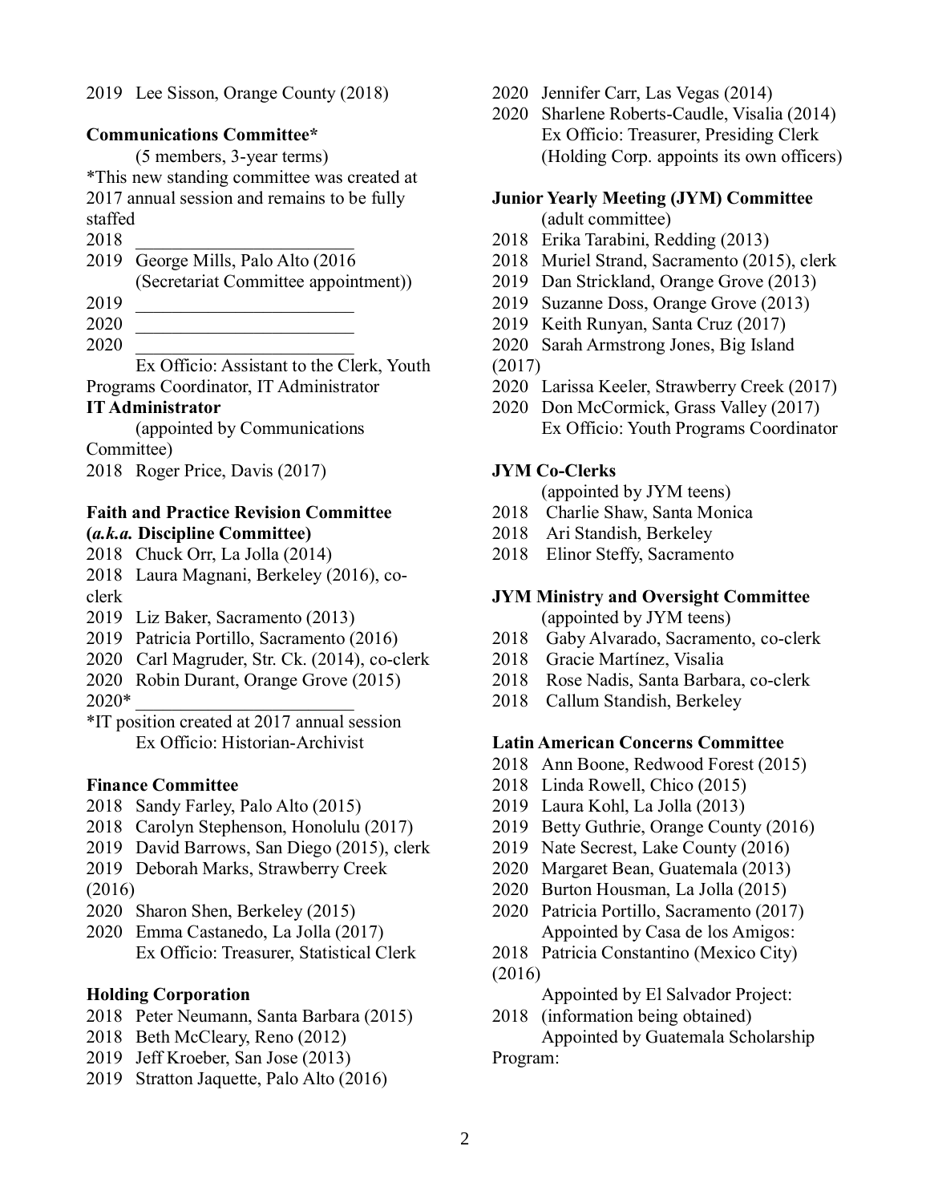2019 Lee Sisson, Orange County (2018)

**Communications Committee***

(5 members, 3-year terms)

*This new standing committee was created at 2017 annual session and remains to be fully staffed

2018 ________________________

2019 George Mills, Palo Alto (2016 (Secretariat Committee appointment))

2019 ________________________

2020 ________________________

2020 ________________________

Ex Officio: Assistant to the Clerk, Youth Programs Coordinator, IT Administrator

**IT Administrator**

(appointed by Communications Committee)

2018 Roger Price, Davis (2017)

**Faith and Practice Revision Committee (*a.k.a.* Discipline Committee)**

2018 Chuck Orr, La Jolla (2014)

2018 Laura Magnani, Berkeley (2016), co-clerk

2019 Liz Baker, Sacramento (2013)

2019 Patricia Portillo, Sacramento (2016)

2020 Carl Magruder, Str. Ck. (2014), co-clerk

2020 Robin Durant, Orange Grove (2015)

2020* ________________________

*IT position created at 2017 annual session

Ex Officio: Historian-Archivist

**Finance Committee**

2018 Sandy Farley, Palo Alto (2015)

2018 Carolyn Stephenson, Honolulu (2017)

2019 David Barrows, San Diego (2015), clerk

2019 Deborah Marks, Strawberry Creek (2016)

2020 Sharon Shen, Berkeley (2015)

2020 Emma Castanedo, La Jolla (2017)

Ex Officio: Treasurer, Statistical Clerk

**Holding Corporation**

2018 Peter Neumann, Santa Barbara (2015)

2018 Beth McCleary, Reno (2012)

2019 Jeff Kroeber, San Jose (2013)

2019 Stratton Jaquette, Palo Alto (2016)

2020 Jennifer Carr, Las Vegas (2014)

2020 Sharlene Roberts-Caudle, Visalia (2014)

Ex Officio: Treasurer, Presiding Clerk (Holding Corp. appoints its own officers)

**Junior Yearly Meeting (JYM) Committee**

(adult committee)

2018 Erika Tarabini, Redding (2013)

2018 Muriel Strand, Sacramento (2015), clerk

2019 Dan Strickland, Orange Grove (2013)

2019 Suzanne Doss, Orange Grove (2013)

2019 Keith Runyan, Santa Cruz (2017)

2020 Sarah Armstrong Jones, Big Island (2017)

2020 Larissa Keeler, Strawberry Creek (2017)

2020 Don McCormick, Grass Valley (2017)

Ex Officio: Youth Programs Coordinator

**JYM Co-Clerks**

(appointed by JYM teens)

2018 Charlie Shaw, Santa Monica

2018 Ari Standish, Berkeley

2018 Elinor Steffy, Sacramento

**JYM Ministry and Oversight Committee**

(appointed by JYM teens)

2018 Gaby Alvarado, Sacramento, co-clerk

2018 Gracie Martínez, Visalia

2018 Rose Nadis, Santa Barbara, co-clerk

2018 Callum Standish, Berkeley

**Latin American Concerns Committee**

2018 Ann Boone, Redwood Forest (2015)

2018 Linda Rowell, Chico (2015)

2019 Laura Kohl, La Jolla (2013)

2019 Betty Guthrie, Orange County (2016)

2019 Nate Secrest, Lake County (2016)

2020 Margaret Bean, Guatemala (2013)

2020 Burton Housman, La Jolla (2015)

2020 Patricia Portillo, Sacramento (2017)

Appointed by Casa de los Amigos:

2018 Patricia Constantino (Mexico City) (2016)

Appointed by El Salvador Project:

2018 (information being obtained)

Appointed by Guatemala Scholarship Program: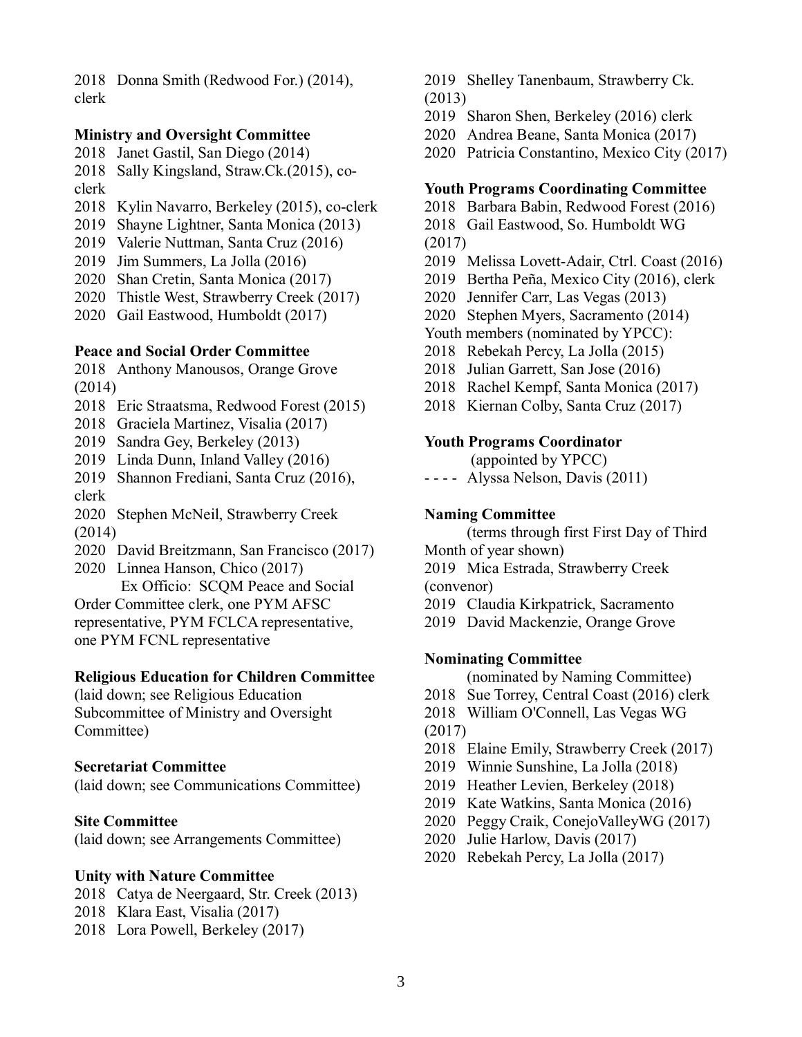2018 Donna Smith (Redwood For.) (2014), clerk

**Ministry and Oversight Committee**

2018 Janet Gastil, San Diego (2014)
2018 Sally Kingsland, Straw.Ck.(2015), co-clerk
2018 Kylin Navarro, Berkeley (2015), co-clerk
2019 Shayne Lightner, Santa Monica (2013)
2019 Valerie Nuttman, Santa Cruz (2016)
2019 Jim Summers, La Jolla (2016)
2020 Shan Cretin, Santa Monica (2017)
2020 Thistle West, Strawberry Creek (2017)
2020 Gail Eastwood, Humboldt (2017)

**Peace and Social Order Committee**

2018 Anthony Manousos, Orange Grove (2014)
2018 Eric Straatsma, Redwood Forest (2015)
2018 Graciela Martinez, Visalia (2017)
2019 Sandra Gey, Berkeley (2013)
2019 Linda Dunn, Inland Valley (2016)
2019 Shannon Frediani, Santa Cruz (2016), clerk
2020 Stephen McNeil, Strawberry Creek (2014)
2020 David Breitzmann, San Francisco (2017)
2020 Linnea Hanson, Chico (2017)
Ex Officio: SCQM Peace and Social Order Committee clerk, one PYM AFSC representative, PYM FCLCA representative, one PYM FCNL representative

**Religious Education for Children Committee**

(laid down; see Religious Education Subcommittee of Ministry and Oversight Committee)

**Secretariat Committee**

(laid down; see Communications Committee)

**Site Committee**

(laid down; see Arrangements Committee)

**Unity with Nature Committee**

2018 Catya de Neergaard, Str. Creek (2013)
2018 Klara East, Visalia (2017)
2018 Lora Powell, Berkeley (2017)
2019 Shelley Tanenbaum, Strawberry Ck. (2013)
2019 Sharon Shen, Berkeley (2016) clerk
2020 Andrea Beane, Santa Monica (2017)
2020 Patricia Constantino, Mexico City (2017)

**Youth Programs Coordinating Committee**

2018 Barbara Babin, Redwood Forest (2016)
2018 Gail Eastwood, So. Humboldt WG (2017)
2019 Melissa Lovett-Adair, Ctrl. Coast (2016)
2019 Bertha Peña, Mexico City (2016), clerk
2020 Jennifer Carr, Las Vegas (2013)
2020 Stephen Myers, Sacramento (2014)
Youth members (nominated by YPCC):
2018 Rebekah Percy, La Jolla (2015)
2018 Julian Garrett, San Jose (2016)
2018 Rachel Kempf, Santa Monica (2017)
2018 Kiernan Colby, Santa Cruz (2017)

**Youth Programs Coordinator**

(appointed by YPCC)
- - - - Alyssa Nelson, Davis (2011)

**Naming Committee**

(terms through first First Day of Third Month of year shown)
2019 Mica Estrada, Strawberry Creek (convenor)
2019 Claudia Kirkpatrick, Sacramento
2019 David Mackenzie, Orange Grove

**Nominating Committee**

(nominated by Naming Committee)
2018 Sue Torrey, Central Coast (2016) clerk
2018 William O'Connell, Las Vegas WG (2017)
2018 Elaine Emily, Strawberry Creek (2017)
2019 Winnie Sunshine, La Jolla (2018)
2019 Heather Levien, Berkeley (2018)
2019 Kate Watkins, Santa Monica (2016)
2020 Peggy Craik, ConejoValleyWG (2017)
2020 Julie Harlow, Davis (2017)
2020 Rebekah Percy, La Jolla (2017)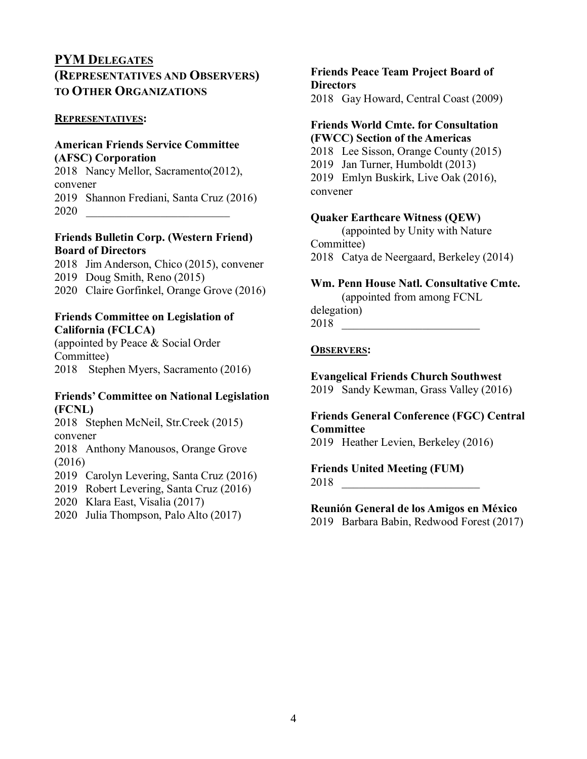## PYM DELEGATES (REPRESENTATIVES AND OBSERVERS) TO OTHER ORGANIZATIONS

### REPRESENTATIVES:

**American Friends Service Committee (AFSC) Corporation**
2018 Nancy Mellor, Sacramento(2012), convener
2019 Shannon Frediani, Santa Cruz (2016)
2020 ________________________

**Friends Bulletin Corp. (Western Friend) Board of Directors**
2018 Jim Anderson, Chico (2015), convener
2019 Doug Smith, Reno (2015)
2020 Claire Gorfinkel, Orange Grove (2016)

**Friends Committee on Legislation of California (FCLCA)**
(appointed by Peace & Social Order Committee)
2018 Stephen Myers, Sacramento (2016)

**Friends' Committee on National Legislation (FCNL)**
2018 Stephen McNeil, Str.Creek (2015) convener
2018 Anthony Manousos, Orange Grove (2016)
2019 Carolyn Levering, Santa Cruz (2016)
2019 Robert Levering, Santa Cruz (2016)
2020 Klara East, Visalia (2017)
2020 Julia Thompson, Palo Alto (2017)

**Friends Peace Team Project Board of Directors**
2018 Gay Howard, Central Coast (2009)

**Friends World Cmte. for Consultation (FWCC) Section of the Americas**
2018 Lee Sisson, Orange County (2015)
2019 Jan Turner, Humboldt (2013)
2019 Emlyn Buskirk, Live Oak (2016), convener

**Quaker Earthcare Witness (QEW)**
(appointed by Unity with Nature Committee)
2018 Catya de Neergaard, Berkeley (2014)

**Wm. Penn House Natl. Consultative Cmte.**
(appointed from among FCNL delegation)
2018 ________________________

### OBSERVERS:

**Evangelical Friends Church Southwest**
2019 Sandy Kewman, Grass Valley (2016)

**Friends General Conference (FGC) Central Committee**
2019 Heather Levien, Berkeley (2016)

**Friends United Meeting (FUM)**
2018 ________________________

**Reunión General de los Amigos en México**
2019 Barbara Babin, Redwood Forest (2017)